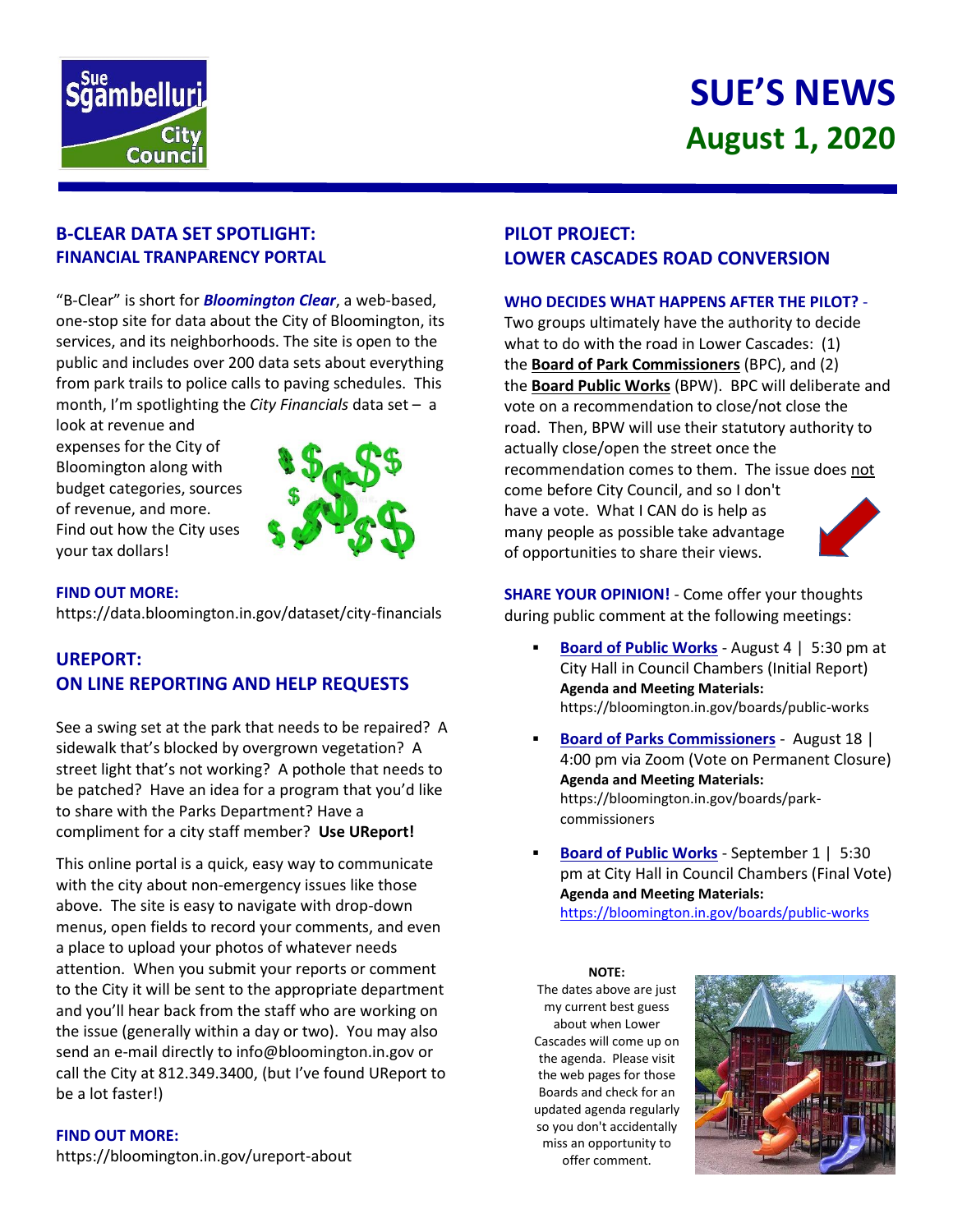# SUE'S NEWS
## August 1, 2020

### B-CLEAR DATA SET SPOTLIGHT: FINANCIAL TRANPARENCY PORTAL

"B-Clear" is short for ***Bloomington Clear***, a web-based, one-stop site for data about the City of Bloomington, its services, and its neighborhoods. The site is open to the public and includes over 200 data sets about everything from park trails to police calls to paving schedules. This month, I'm spotlighting the *City Financials* data set – a look at revenue and expenses for the City of Bloomington along with budget categories, sources of revenue, and more. Find out how the City uses your tax dollars!

**FIND OUT MORE:**
https://data.bloomington.in.gov/dataset/city-financials

### UREPORT: ON LINE REPORTING AND HELP REQUESTS

See a swing set at the park that needs to be repaired? A sidewalk that's blocked by overgrown vegetation? A street light that's not working? A pothole that needs to be patched? Have an idea for a program that you'd like to share with the Parks Department? Have a compliment for a city staff member? **Use UReport!**

This online portal is a quick, easy way to communicate with the city about non-emergency issues like those above. The site is easy to navigate with drop-down menus, open fields to record your comments, and even a place to upload your photos of whatever needs attention. When you submit your reports or comment to the City it will be sent to the appropriate department and you'll hear back from the staff who are working on the issue (generally within a day or two). You may also send an e-mail directly to info@bloomington.in.gov or call the City at 812.349.3400, (but I've found UReport to be a lot faster!)

**FIND OUT MORE:**
https://bloomington.in.gov/ureport-about

### PILOT PROJECT: LOWER CASCADES ROAD CONVERSION

**WHO DECIDES WHAT HAPPENS AFTER THE PILOT?** - Two groups ultimately have the authority to decide what to do with the road in Lower Cascades: (1) the **Board of Park Commissioners** (BPC), and (2) the **Board Public Works** (BPW). BPC will deliberate and vote on a recommendation to close/not close the road. Then, BPW will use their statutory authority to actually close/open the street once the recommendation comes to them. The issue does not come before City Council, and so I don't have a vote. What I CAN do is help as many people as possible take advantage of opportunities to share their views.

**SHARE YOUR OPINION!** - Come offer your thoughts during public comment at the following meetings:

- **Board of Public Works** - August 4 | 5:30 pm at City Hall in Council Chambers (Initial Report)
  **Agenda and Meeting Materials:**
  https://bloomington.in.gov/boards/public-works
- **Board of Parks Commissioners** - August 18 | 4:00 pm via Zoom (Vote on Permanent Closure)
  **Agenda and Meeting Materials:**
  https://bloomington.in.gov/boards/park-commissioners
- **Board of Public Works** - September 1 | 5:30 pm at City Hall in Council Chambers (Final Vote)
  **Agenda and Meeting Materials:**
  https://bloomington.in.gov/boards/public-works

**NOTE:**
The dates above are just my current best guess about when Lower Cascades will come up on the agenda. Please visit the web pages for those Boards and check for an updated agenda regularly so you don't accidentally miss an opportunity to offer comment.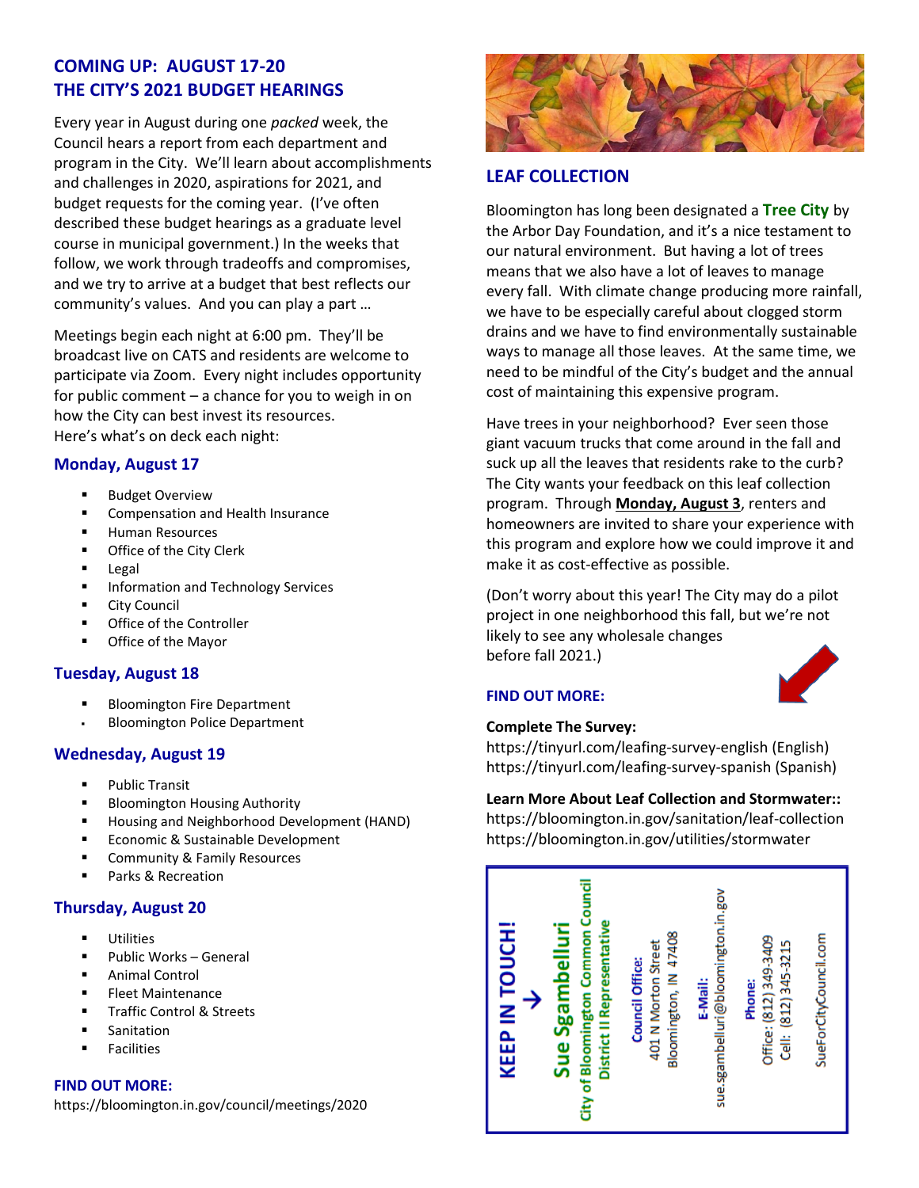## COMING UP: AUGUST 17-20
## THE CITY'S 2021 BUDGET HEARINGS

Every year in August during one *packed* week, the Council hears a report from each department and program in the City. We'll learn about accomplishments and challenges in 2020, aspirations for 2021, and budget requests for the coming year. (I've often described these budget hearings as a graduate level course in municipal government.) In the weeks that follow, we work through tradeoffs and compromises, and we try to arrive at a budget that best reflects our community's values. And you can play a part …

Meetings begin each night at 6:00 pm. They'll be broadcast live on CATS and residents are welcome to participate via Zoom. Every night includes opportunity for public comment – a chance for you to weigh in on how the City can best invest its resources.
Here's what's on deck each night:

### Monday, August 17

- Budget Overview
- Compensation and Health Insurance
- Human Resources
- Office of the City Clerk
- Legal
- Information and Technology Services
- City Council
- Office of the Controller
- Office of the Mayor

### Tuesday, August 18

- Bloomington Fire Department
- Bloomington Police Department

### Wednesday, August 19

- Public Transit
- Bloomington Housing Authority
- Housing and Neighborhood Development (HAND)
- Economic & Sustainable Development
- Community & Family Resources
- Parks & Recreation

### Thursday, August 20

- Utilities
- Public Works – General
- Animal Control
- Fleet Maintenance
- Traffic Control & Streets
- Sanitation
- Facilities

**FIND OUT MORE:**
https://bloomington.in.gov/council/meetings/2020

## LEAF COLLECTION

Bloomington has long been designated a **Tree City** by the Arbor Day Foundation, and it's a nice testament to our natural environment. But having a lot of trees means that we also have a lot of leaves to manage every fall. With climate change producing more rainfall, we have to be especially careful about clogged storm drains and we have to find environmentally sustainable ways to manage all those leaves. At the same time, we need to be mindful of the City's budget and the annual cost of maintaining this expensive program.

Have trees in your neighborhood? Ever seen those giant vacuum trucks that come around in the fall and suck up all the leaves that residents rake to the curb? The City wants your feedback on this leaf collection program. Through **Monday, August 3**, renters and homeowners are invited to share your experience with this program and explore how we could improve it and make it as cost-effective as possible.

(Don't worry about this year! The City may do a pilot project in one neighborhood this fall, but we're not likely to see any wholesale changes before fall 2021.)

**FIND OUT MORE:**

**Complete The Survey:**
https://tinyurl.com/leafing-survey-english (English)
https://tinyurl.com/leafing-survey-spanish (Spanish)

**Learn More About Leaf Collection and Stormwater::**
https://bloomington.in.gov/sanitation/leaf-collection
https://bloomington.in.gov/utilities/stormwater

**KEEP IN TOUCH!** →

**Sue Sgambelluri**
City of Bloomington Common Council
District II Representative

**Council Office:**
401 N Morton Street
Bloomington, IN 47408

**E-Mail:**
sue.sgambelluri@bloomington.in.gov

**Phone:**
Office: (812) 349-3409
Cell: (812) 345-3215

SueForCityCouncil.com